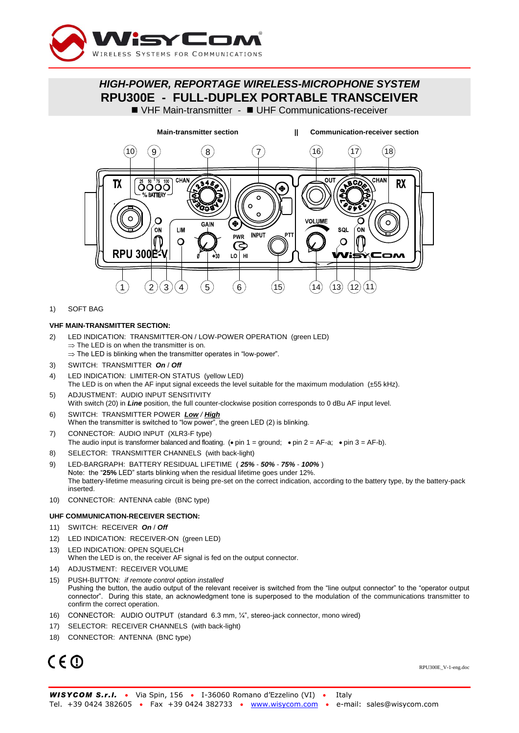WISYCOM
WIRELESS SYSTEMS FOR COMMUNICATIONS

# *HIGH-POWER, REPORTAGE WIRELESS-MICROPHONE SYSTEM*
# RPU300E - FULL-DUPLEX PORTABLE TRANSCEIVER

■ VHF Main-transmitter - ■ UHF Communications-receiver

**Main-transmitter section** || **Communication-receiver section**

1) SOFT BAG

**VHF MAIN-TRANSMITTER SECTION:**

2) LED INDICATION: TRANSMITTER-ON / LOW-POWER OPERATION (green LED)
   ⇒ The LED is on when the transmitter is on.
   ⇒ The LED is blinking when the transmitter operates in "low-power".
3) SWITCH: TRANSMITTER ***On*** / ***Off***
4) LED INDICATION: LIMITER-ON STATUS (yellow LED)
   The LED is on when the AF input signal exceeds the level suitable for the maximum modulation (±55 kHz).
5) ADJUSTMENT: AUDIO INPUT SENSITIVITY
   With switch (20) in ***Line*** position, the full counter-clockwise position corresponds to 0 dBu AF input level.
6) SWITCH: TRANSMITTER POWER ***Low*** / ***High***
   When the transmitter is switched to "low power", the green LED (2) is blinking.
7) CONNECTOR: AUDIO INPUT (XLR3-F type)
   The audio input is transformer balanced and floating. (• pin 1 = ground; • pin 2 = AF-a; • pin 3 = AF-b).
8) SELECTOR: TRANSMITTER CHANNELS (with back-light)
9) LED-BARGRAPH: BATTERY RESIDUAL LIFETIME ( ***25%*** - ***50%*** - ***75%*** - ***100%*** )
   Note: the "**25%** LED" starts blinking when the residual lifetime goes under 12%.
   The battery-lifetime measuring circuit is being pre-set on the correct indication, according to the battery type, by the battery-pack inserted.
10) CONNECTOR: ANTENNA cable (BNC type)

**UHF COMMUNICATION-RECEIVER SECTION:**

11) SWITCH: RECEIVER ***On*** / ***Off***
12) LED INDICATION: RECEIVER-ON (green LED)
13) LED INDICATION: OPEN SQUELCH
    When the LED is on, the receiver AF signal is fed on the output connector.
14) ADJUSTMENT: RECEIVER VOLUME
15) PUSH-BUTTON: *if remote control option installed*
    Pushing the button, the audio output of the relevant receiver is switched from the "line output connector" to the "operator output connector". During this state, an acknowledgment tone is superposed to the modulation of the communications transmitter to confirm the correct operation.
16) CONNECTOR: AUDIO OUTPUT (standard 6.3 mm, ¼", stereo-jack connector, mono wired)
17) SELECTOR: RECEIVER CHANNELS (with back-light)
18) CONNECTOR: ANTENNA (BNC type)

CE ⓘ

RPU300E_V-1-eng.doc

***WISYCOM S.r.l.*** • Via Spin, 156 • I-36060 Romano d'Ezzelino (VI) • Italy
Tel. +39 0424 382605 • Fax +39 0424 382733 • www.wisycom.com • e-mail: sales@wisycom.com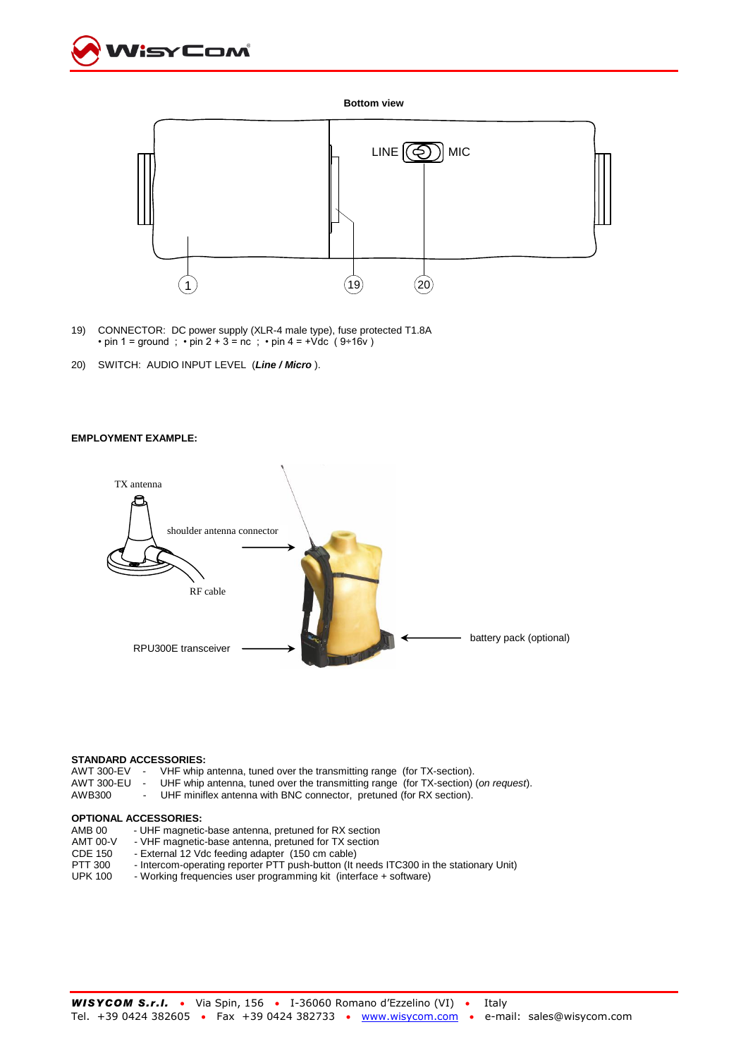**Bottom view**

LINE MIC

1 19 20

19) CONNECTOR: DC power supply (XLR-4 male type), fuse protected T1.8A
• pin 1 = ground ; • pin 2 + 3 = nc ; • pin 4 = +Vdc ( 9÷16v )

20) SWITCH: AUDIO INPUT LEVEL (***Line / Micro*** ).

**EMPLOYMENT EXAMPLE:**

TX antenna

shoulder antenna connector

RF cable

RPU300E transceiver

battery pack (optional)

**STANDARD ACCESSORIES:**

AWT 300-EV - VHF whip antenna, tuned over the transmitting range (for TX-section).
AWT 300-EU - UHF whip antenna, tuned over the transmitting range (for TX-section) (*on request*).
AWB300 - UHF miniflex antenna with BNC connector, pretuned (for RX section).

**OPTIONAL ACCESSORIES:**

AMB 00 - UHF magnetic-base antenna, pretuned for RX section
AMT 00-V - VHF magnetic-base antenna, pretuned for TX section
CDE 150 - External 12 Vdc feeding adapter (150 cm cable)
PTT 300 - Intercom-operating reporter PTT push-button (It needs ITC300 in the stationary Unit)
UPK 100 - Working frequencies user programming kit (interface + software)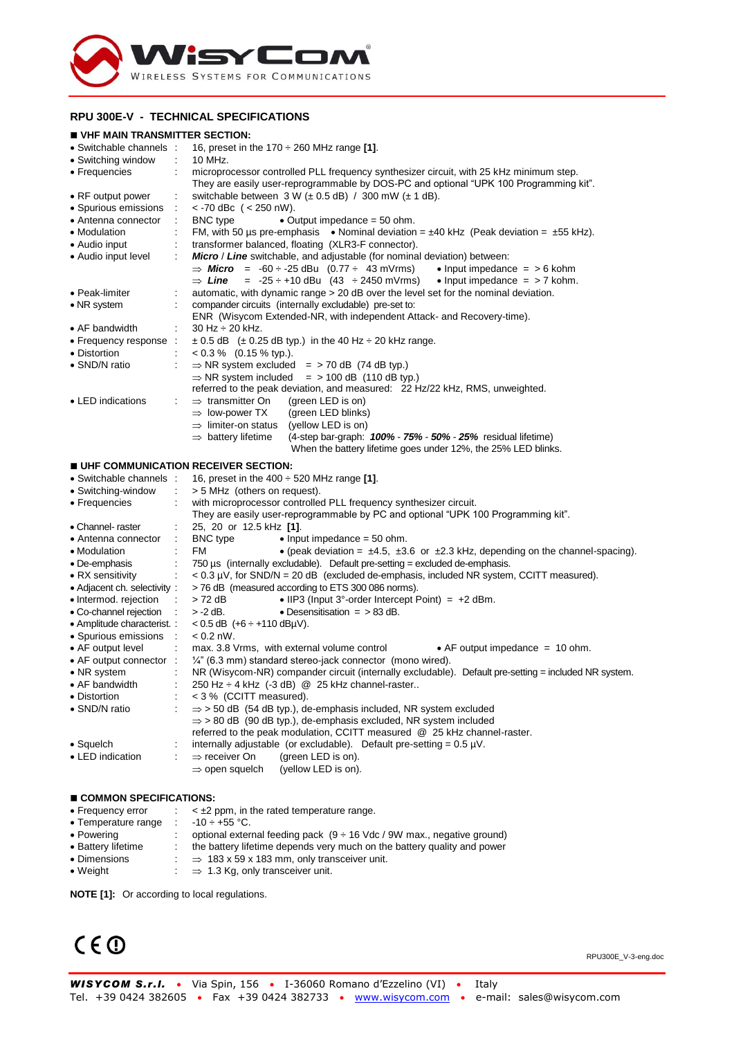WisyCom® — WIRELESS SYSTEMS FOR COMMUNICATIONS

## RPU 300E-V - TECHNICAL SPECIFICATIONS

### ■ VHF MAIN TRANSMITTER SECTION:

- Switchable channels : 16, preset in the 170 ÷ 260 MHz range **[1]**.
- Switching window : 10 MHz.
- Frequencies : microprocessor controlled PLL frequency synthesizer circuit, with 25 kHz minimum step. They are easily user-reprogrammable by DOS-PC and optional "UPK 100 Programming kit".
- RF output power : switchable between 3 W (± 0.5 dB) / 300 mW (± 1 dB).
- Spurious emissions : < -70 dBc ( < 250 nW).
- Antenna connector : BNC type • Output impedance = 50 ohm.
- Modulation : FM, with 50 µs pre-emphasis • Nominal deviation = ±40 kHz (Peak deviation = ±55 kHz).
- Audio input : transformer balanced, floating (XLR3-F connector).
- Audio input level : ***Micro*** / ***Line*** switchable, and adjustable (for nominal deviation) between:
  - ⇒ ***Micro*** = -60 ÷ -25 dBu (0.77 ÷ 43 mVrms) • Input impedance = > 6 kohm
  - ⇒ ***Line*** = -25 ÷ +10 dBu (43 ÷ 2450 mVrms) • Input impedance = > 7 kohm.
- Peak-limiter : automatic, with dynamic range > 20 dB over the level set for the nominal deviation.
- NR system : compander circuits (internally excludable) pre-set to: ENR (Wisycom Extended-NR, with independent Attack- and Recovery-time).
- AF bandwidth : 30 Hz ÷ 20 kHz.
- Frequency response : ± 0.5 dB (± 0.25 dB typ.) in the 40 Hz ÷ 20 kHz range.
- Distortion : < 0.3 % (0.15 % typ.).
- SND/N ratio :
  - ⇒ NR system excluded = > 70 dB (74 dB typ.)
  - ⇒ NR system included = > 100 dB (110 dB typ.)
  - referred to the peak deviation, and measured: 22 Hz/22 kHz, RMS, unweighted.
- LED indications :
  - ⇒ transmitter On (green LED is on)
  - ⇒ low-power TX (green LED blinks)
  - ⇒ limiter-on status (yellow LED is on)
  - ⇒ battery lifetime (4-step bar-graph: ***100%*** - ***75%*** - ***50%*** - ***25%*** residual lifetime) When the battery lifetime goes under 12%, the 25% LED blinks.

### ■ UHF COMMUNICATION RECEIVER SECTION:

- Switchable channels : 16, preset in the 400 ÷ 520 MHz range **[1]**.
- Switching-window : > 5 MHz (others on request).
- Frequencies : with microprocessor controlled PLL frequency synthesizer circuit. They are easily user-reprogrammable by PC and optional "UPK 100 Programming kit".
- Channel- raster : 25, 20 or 12.5 kHz **[1]**.
- Antenna connector : BNC type • Input impedance = 50 ohm.
- Modulation : FM • (peak deviation = ±4.5, ±3.6 or ±2.3 kHz, depending on the channel-spacing).
- De-emphasis : 750 µs (internally excludable). Default pre-setting = excluded de-emphasis.
- RX sensitivity : < 0.3 µV, for SND/N = 20 dB (excluded de-emphasis, included NR system, CCITT measured).
- Adjacent ch. selectivity : > 76 dB (measured according to ETS 300 086 norms).
- Intermod. rejection : > 72 dB • IIP3 (Input 3°-order Intercept Point) = +2 dBm.
- Co-channel rejection : > -2 dB. • Desensitisation = > 83 dB.
- Amplitude characterist. : < 0.5 dB (+6 ÷ +110 dBµV).
- Spurious emissions : < 0.2 nW.
- AF output level : max. 3.8 Vrms, with external volume control • AF output impedance = 10 ohm.
- AF output connector : ¼" (6.3 mm) standard stereo-jack connector (mono wired).
- NR system : NR (Wisycom-NR) compander circuit (internally excludable). Default pre-setting = included NR system.
- AF bandwidth : 250 Hz ÷ 4 kHz (-3 dB) @ 25 kHz channel-raster..
- Distortion : < 3 % (CCITT measured).
- SND/N ratio :
  - ⇒ > 50 dB (54 dB typ.), de-emphasis included, NR system excluded
  - ⇒ > 80 dB (90 dB typ.), de-emphasis excluded, NR system included
  - referred to the peak modulation, CCITT measured @ 25 kHz channel-raster.
- Squelch : internally adjustable (or excludable). Default pre-setting = 0.5 µV.
- LED indication :
  - ⇒ receiver On (green LED is on).
  - ⇒ open squelch (yellow LED is on).

### ■ COMMON SPECIFICATIONS:

- Frequency error : < ±2 ppm, in the rated temperature range.
- Temperature range : -10 ÷ +55 °C.
- Powering : optional external feeding pack (9 ÷ 16 Vdc / 9W max., negative ground)
- Battery lifetime : the battery lifetime depends very much on the battery quality and power
- Dimensions : ⇒ 183 x 59 x 183 mm, only transceiver unit.
- Weight : ⇒ 1.3 Kg, only transceiver unit.

**NOTE [1]:** Or according to local regulations.

CE ⓘ

RPU300E_V-3-eng.doc

***WISYCOM S.r.l.*** • Via Spin, 156 • I-36060 Romano d'Ezzelino (VI) • Italy
Tel. +39 0424 382605 • Fax +39 0424 382733 • www.wisycom.com • e-mail: sales@wisycom.com